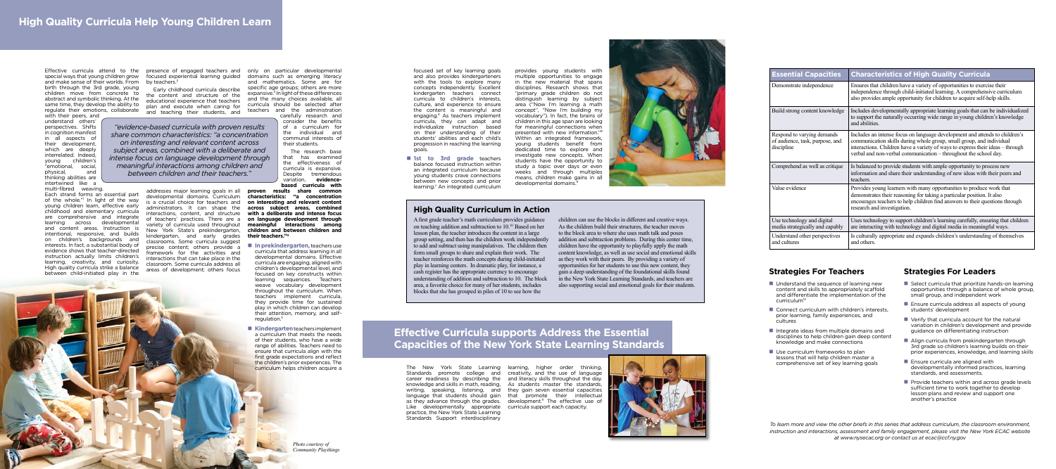# High Quality Curricula Help Young Children Learn

Effective curricula attend to the special ways that young children grow and make sense of their worlds. From birth through the 3rd grade, young children move from concrete to abstract and symbolic thinking. At the same time, they develop the ability to regulate their emotions, collaborate with their peers, and understand others' perspectives. Shifts in cognition manifest in all aspects of their development, which are deeply interrelated. Indeed, young children's "emotional, social, physical, and thinking abilities are intertwined like a multi-fibred weaving. Each strand forms an essential part of the whole."[1] In light of the way young children learn, effective early childhood and elementary curricula are comprehensive and integrate learning across developmental and content areas. Instruction is intentional, responsive, and builds on children's backgrounds and interests. In fact, a substantial body of evidence shows that teacher-directed instruction actually limits children's learning, creativity, and curiosity. High quality curricula strike a balance between child-initiated play in the presence of engaged teachers and focused experiential learning guided by teachers.[2]

Early childhood curricula describe the content and structure of the educational experience that teachers plan and execute when caring for and teaching their students, and addresses major learning goals in all developmental domains. Curriculum is a crucial choice for teachers and administrators. It can shape the interactions, content, and structure of teachers' practices. There are a variety of curricula used throughout New York State's prekindergarten, kindergarten, and early grades classrooms. Some curricula suggest precise content; others provide a framework for the activities and interactions that can take place in the classroom. Some curricula address all areas of development; other focus only on particular developmental domains such as emerging literacy and mathematics. Some are for specific age groups; others are more expansive.[3] In light of these differences and the many choices available, all curricula should be selected after teachers and the administration carefully research and consider the benefits of a curriculum for the individual and communal interests of their students.

*"evidence-based curricula with proven results share common characteristics: "a concentration on interesting and relevant content across subject areas, combined with a deliberate and intense focus on language development through meaningful interactions among children and between children and their teachers."*

The research base that has examined the effectiveness of curricula is expansive. Despite tremendous variation, **evidence-based curricula with proven results share common characteristics: "a concentration on interesting and relevant content across subject areas, combined with a deliberate and intense focus on language development through meaningful interactions among children and between children and their teachers."**[4]

- **In prekindergarten**, teachers use curricula that address learning in all developmental domains. Effective curricula are engaging, aligned with children's developmental level, and focused on key constructs within learning sequences. Teachers weave vocabulary development throughout the curriculum. When teachers implement curricula, they provide time for sustained play in which children can develop their attention, memory, and self-regulation.[5]
- **Kindergarten** teachers implement a curriculum that meets the needs of their students, who have a wide range of abilities. Teachers need to ensure that curricula align with the first grade expectations and reflect the children's prior experiences. The curriculum helps children acquire a focused set of key learning goals and also provides kindergarteners with the tools to explore many concepts independently. Excellent kindergarten teachers connect curricula to children's interests, culture, and experience to ensure the content is meaningful and engaging.[6] As teachers implement curricula, they can adapt and individualize instruction based on their understanding of their students' abilities and each child's progression in reaching the learning goals.
- **1st to 3rd grade** teachers balance focused instruction within an integrated curriculum because young students crave connections between new concepts and prior learning.[7] An integrated curriculum provides young students with multiple opportunities to engage in the new material that spans disciplines. Research shows that "primary grade children do not distinguish learning by subject area ("Now I'm learning a math concept", "Now I'm building my vocabulary"). In fact, the brains of children in this age span are looking for meaningful connections when presented with new information."[8] Within an integrated framework, young students benefit from dedicated time to explore and investigate new concepts. When students have the opportunity to study a topic over days or even weeks and through multiples means, children make gains in all developmental domains.[9]

*Photo courtesy of Community Playthings*

## High Quality Curriculum in Action

A first grade teacher's math curriculum provides guidance on teaching addition and subtraction to 10.[10] Based on her lesson plan, the teacher introduces the content in a large group setting, and then has the children work independently to add and subtract using manipulatives. The children then form small groups to share and explain their work. The teacher reinforces the math concepts during child-initiated play in learning centers. In dramatic play, for instance, a cash register has the appropriate currency to encourage understanding of addition and subtraction to 10. The block area, a favorite choice for many of her students, includes blocks that she has grouped in piles of 10 to see how the children can use the blocks in different and creative ways. As the children build their structures, the teacher moves to the block area to where she uses math talk and poses addition and subtraction problems. During this center time, children have the opportunity to playfully apply the math content knowledge, as well as use social and emotional skills as they work with their peers. By providing a variety of opportunities for her students to use this new content, they gain a deep understanding of the foundational skills found in the New York State Learning Standards, and teachers are also supporting social and emotional goals for their students.

## Effective Curricula supports Address the Essential Capacities of the New York State Learning Standards

The New York State Learning Standards promote college and career readiness by describing the knowledge and skills in math, reading, writing, speaking, listening, and language that students should gain as they advance through the grades. Like developmentally appropriate practice, the New York State Learning Standards Support interdisciplinary learning, higher order thinking, creativity, and the use of language and literacy skills throughout the day. As students master the standards, they gain seven essential capacities that promote their intellectual development.[8] The effective use of curricula support each capacity.

| Essential Capacities | Characteristics of High Quality Curricula |
|---|---|
| Demonstrate independence | Ensures that children have a variety of opportunities to exercise their independence through child-initiated learning. A comprehensive curriculum also provides ample opportunity for children to acquire self-help skills. |
| Build strong content knowledge | Includes developmentally appropriate learning goals that can be individualized to support the naturally occurring wide range in young children's knowledge and abilities. |
| Respond to varying demands of audience, task, purpose, and discipline | Includes an intense focus on language development and attends to children's communication skills during whole group, small group, and individual interactions. Children have a variety of ways to express their ideas – through verbal and non-verbal communication – throughout the school day. |
| Comprehend as well as critique | Is balanced to provide students with ample opportunity to process new information and share their understanding of new ideas with their peers and teachers. |
| Value evidence | Provides young learners with many opportunities to produce work that demonstrates their reasoning for taking a particular position. It also encourages teachers to help children find answers to their questions through research and investigation. |
| Use technology and digital media strategically and capably | Uses technology to support children's learning carefully, ensuring that children are interacting with technology and digital media in meaningful ways. |
| Understand other perspectives and cultures | Is culturally appropriate and expands children's understanding of themselves and others. |

### Strategies For Teachers

- Understand the sequence of learning new content and skills to appropriately scaffold and differentiate the implementation of the curriculum[12]
- Connect curriculum with children's interests, prior learning, family experiences, and cultures
- Integrate ideas from multiple domains and disciplines to help children gain deep content knowledge and make connections
- Use curriculum frameworks to plan lessons that will help children master a comprehensive set of key learning goals

### Strategies For Leaders

- Select curricula that prioritize hands-on learning opportunities through a balance of whole group, small group, and independent work
- Ensure curricula address all aspects of young students' development
- Verify that curricula account for the natural variation in children's development and provide guidance on differentiating instruction
- Align curricula from prekindergarten through 3rd grade so children's learning builds on their prior experiences, knowledge, and learning skills
- Ensure curricula are aligned with developmentally informed practices, learning standards, and assessments.
- Provide teachers within and across grade levels sufficient time to work together to develop lesson plans and review and support one another's practice

*To learn more and view the other briefs in this series that address curriculum, the classroom environment, instruction and interactions, assessment and family engagement, please visit the New York ECAC website at www.nysecac.org or contact us at ecac@ccf.ny.gov*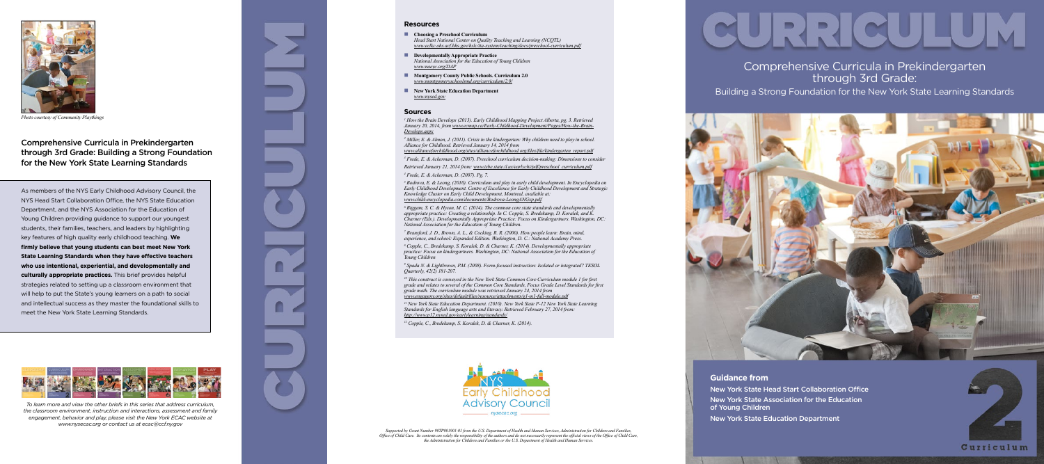*Photo courtesy of Community Playthings*

## Comprehensive Curricula in Prekindergarten through 3rd Grade: Building a Strong Foundation for the New York State Learning Standards

As members of the NYS Early Childhood Advisory Council, the NYS Head Start Collaboration Office, the NYS State Education Department, and the NYS Association for the Education of Young Children providing guidance to support our youngest students, their families, teachers, and leaders by highlighting key features of high quality early childhood teaching. **We firmly believe that young students can best meet New York State Learning Standards when they have effective teachers who use intentional, experiential, and developmentally and culturally appropriate practices.** This brief provides helpful strategies related to setting up a classroom environment that will help to put the State's young learners on a path to social and intellectual success as they master the foundational skills to meet the New York State Learning Standards.

*To learn more and view the other briefs in this series that address curriculum, the classroom environment, instruction and interactions, assessment and family engagement, behavior and play, please visit the New York ECAC website at www.nysecac.org or contact us at ecac@ccf.ny.gov*

CURRICULUM

### Resources

- **Choosing a Preschool Curriculum**
  *Head Start National Center on Quality Teaching and Learning (NCQTL)*
  *www.eclkc.ohs.acf.hhs.gov/hslc/tta-system/teaching/docs/preschool-curriculum.pdf*
- **Developmentally Appropriate Practice**
  *National Association for the Education of Young Children*
  *www.naeyc.org/DAP*
- **Montgomery County Public Schools. Curriculum 2.0**
  *www.montgomeryschoolsmd.org/curriculum/2.0/*
- **New York State Education Department**
  *www.nysed.gov*

### Sources

[1] *How the Brain Develops (2013). Early Childhood Mapping Project Alberta, pg. 3. Retrieved January 20, 2014, from www.ecmap.ca/Early-Childhood-Development/Pages/How-the-Brain-Develops.aspx*

[2] *Miller, E. & Almon, J. (2011). Crisis in the kindergarten: Why children need to play in school. Alliance for Childhood. Retrieved January 14, 2014 from www.allianceforchildhood.org/sites/allianceforchildhood.org/files/file/kindergarten_report.pdf*

[3] *Frede, E. & Ackerman, D. (2007). Preschool curriculum decision-making: Dimensions to consider Retrieved January 21, 2014 from: www.isbe.state.il.us/earlychi/pdf/preschool_curriculum.pdf*

[4] *Frede, E. & Ackerman, D. (2007). Pg. 7.*

[5] *Bodrova, E. & Leong, (2010). Curriculum and play in early child development. In Encyclopedia on Early Childhood Development. Centre of Excellence for Early Childhood Development and Strategic Knowledge Cluster on Early Child Development, Montreal, available at: www.child-encyclopedia.com/documents/Bodrova-LeongANGxp.pdf*

[6] *Biggam, S. C. & Hyson, M. C. (2014). The common core state standards and developmentally appropriate practice: Creating a relationship. In C. Copple, S. Bredekamp, D. Koralek, and K. Charner (Eds.). Developmentally Appropriate Practice: Focus on Kindergartners. Washington, DC: National Association for the Education of Young Children.*

[7] *Bransford, J. D., Brown, A. L., & Cocking, R. R. (2000). How people learn: Brain, mind, experience, and school: Expanded Edition. Washington, D. C.: National Academy Press*

[8] *Copple, C., Bredekamp, S. Koralek, D. & Charner, K. (2014). Developmentally appropriate practice: Focus on kindergartners. Washington, DC: National Association for the Education of Young Children*

[9] *Spada N. & Lightbrown, P.M. (2008). Form-focused instruction: Isolated or integrated? TESOL Quarterly, 42(2) 181-207.*

[10] *This construct is conveyed in the New York State Common Core Curriculum module 1 for first grade and relates to several of the Common Core Standards, Focus Grade Level Standards for first grade math. The curriculum module was retrieved January 24, 2014 from www.engageny.org/sites/default/files/resource/attachments/g1-m1-full-module.pdf*

[11] *New York State Education Department. (2010). New York State P-12 New York State Learning Standards for English language arts and literacy. Retrieved February 27, 2014 from: http://www.p12.nysed.gov/earlylearning/standards/*

[12] *Copple, C., Bredekamp, S. Koralek, D. & Charner, K. (2014).*

NYS Early Childhood Advisory Council
nysecac.org

*Supported by Grant Number 90TP001901-01 from the U.S. Department of Health and Human Services, Administration for Children and Families, Office of Child Care. Its contents are solely the responsibility of the authors and do not necessarily represent the official views of the Office of Child Care, the Administration for Children and Families or the U.S. Department of Health and Human Services.*

# CURRICULUM

## Comprehensive Curricula in Prekindergarten through 3rd Grade:

Building a Strong Foundation for the New York State Learning Standards

### Guidance from

New York State Head Start Collaboration Office

New York State Association for the Education of Young Children

New York State Education Department

2

Curriculum